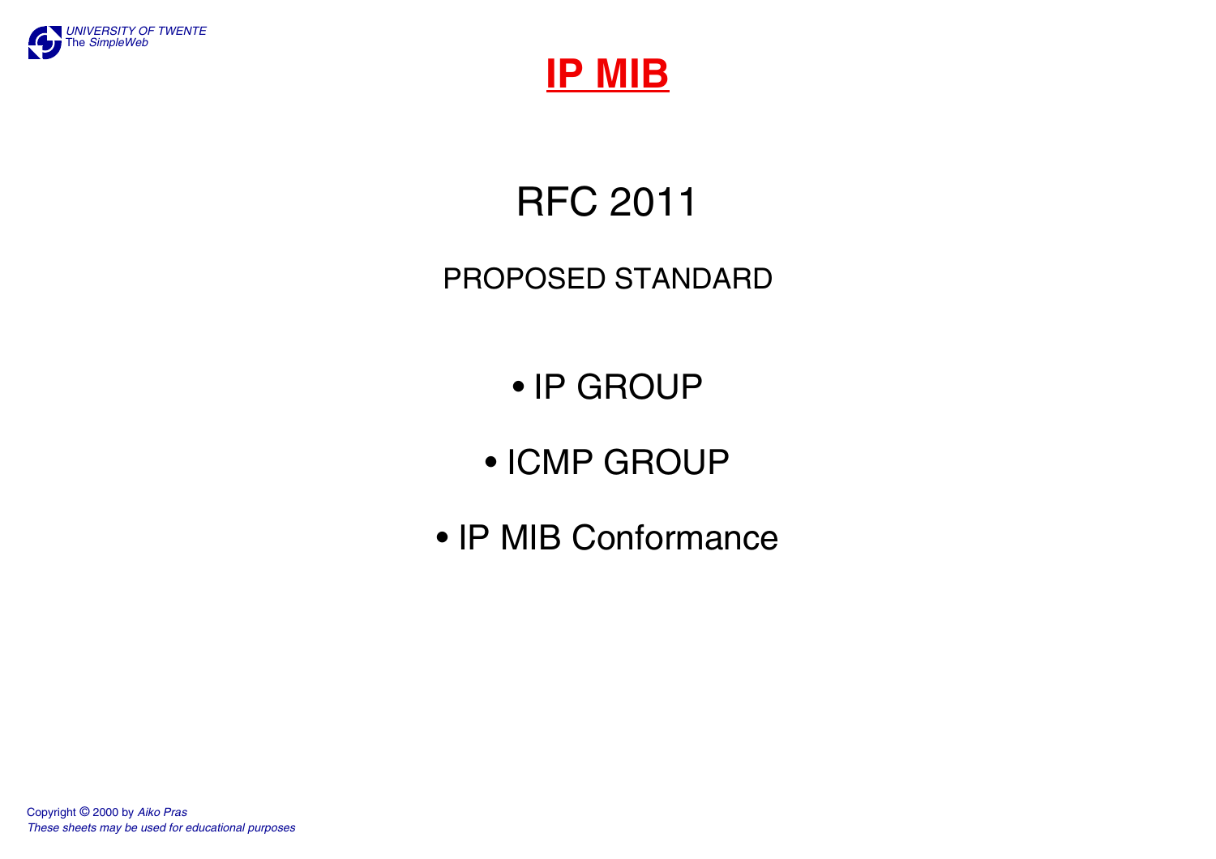# IP MIB

## RFC 2011

PROPOSED STANDARD

- IP GROUP
- ICMP GROUP
- IP MIB Conformance

Copyright © 2000 by *Aiko Pras*
*These sheets may be used for educational purposes*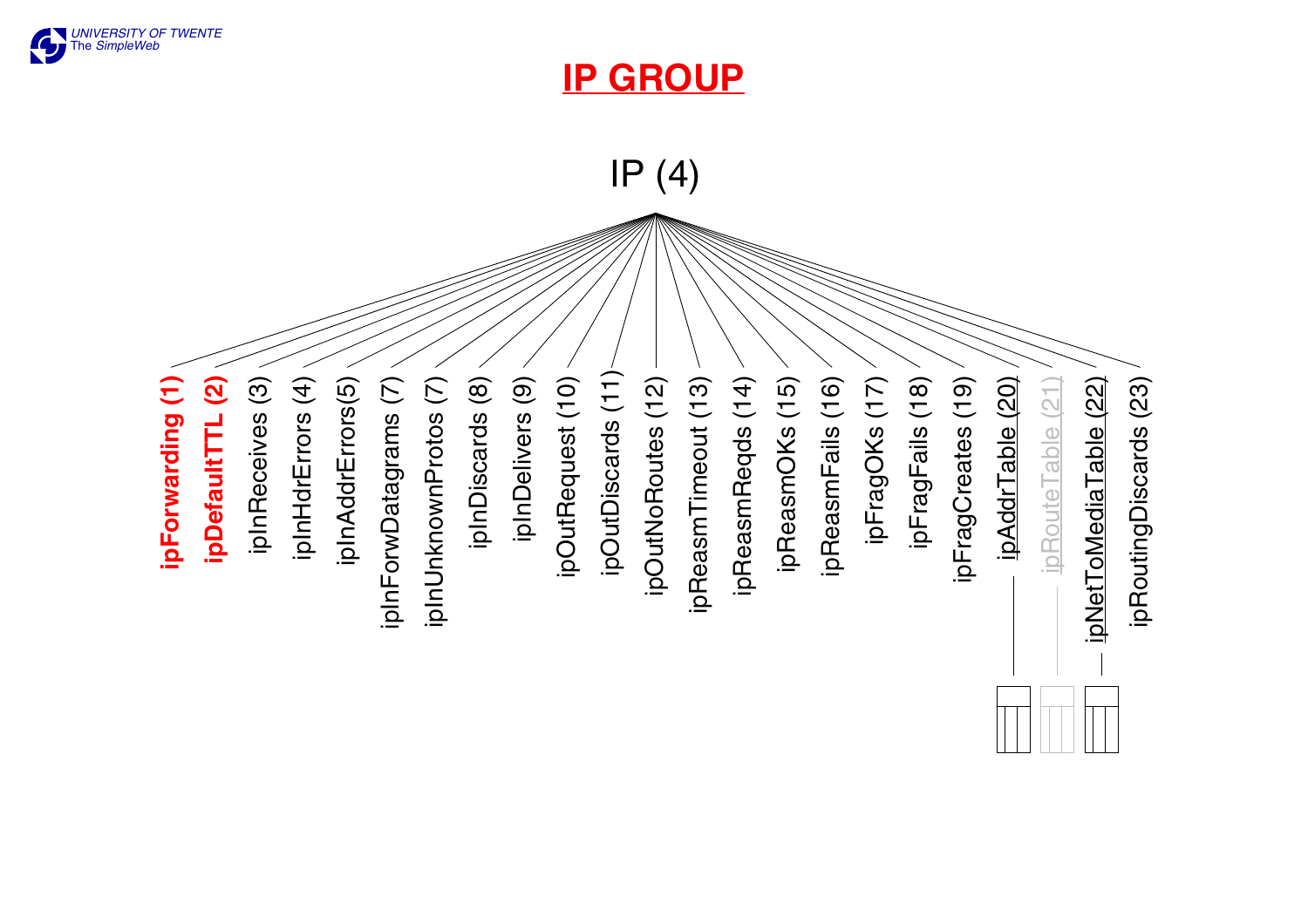# IP GROUP

IP (4)

- **ipForwarding (1)**
- **ipDefaultTTL (2)**
- ipInReceives (3)
- ipInHdrErrors (4)
- ipInAddrErrors(5)
- ipInForwDatagrams (7)
- ipInUnknownProtos (7)
- ipInDiscards (8)
- ipInDelivers (9)
- ipOutRequest (10)
- ipOutDiscards (11)
- ipOutNoRoutes (12)
- ipReasmTimeout (13)
- ipReasmReqds (14)
- ipReasmOKs (15)
- ipReasmFails (16)
- ipFragOKs (17)
- ipFragFails (18)
- ipFragCreates (19)
- ipAddrTable (20)
- ipRouteTable (21)
- ipNetToMediaTable (22)
- ipRoutingDiscards (23)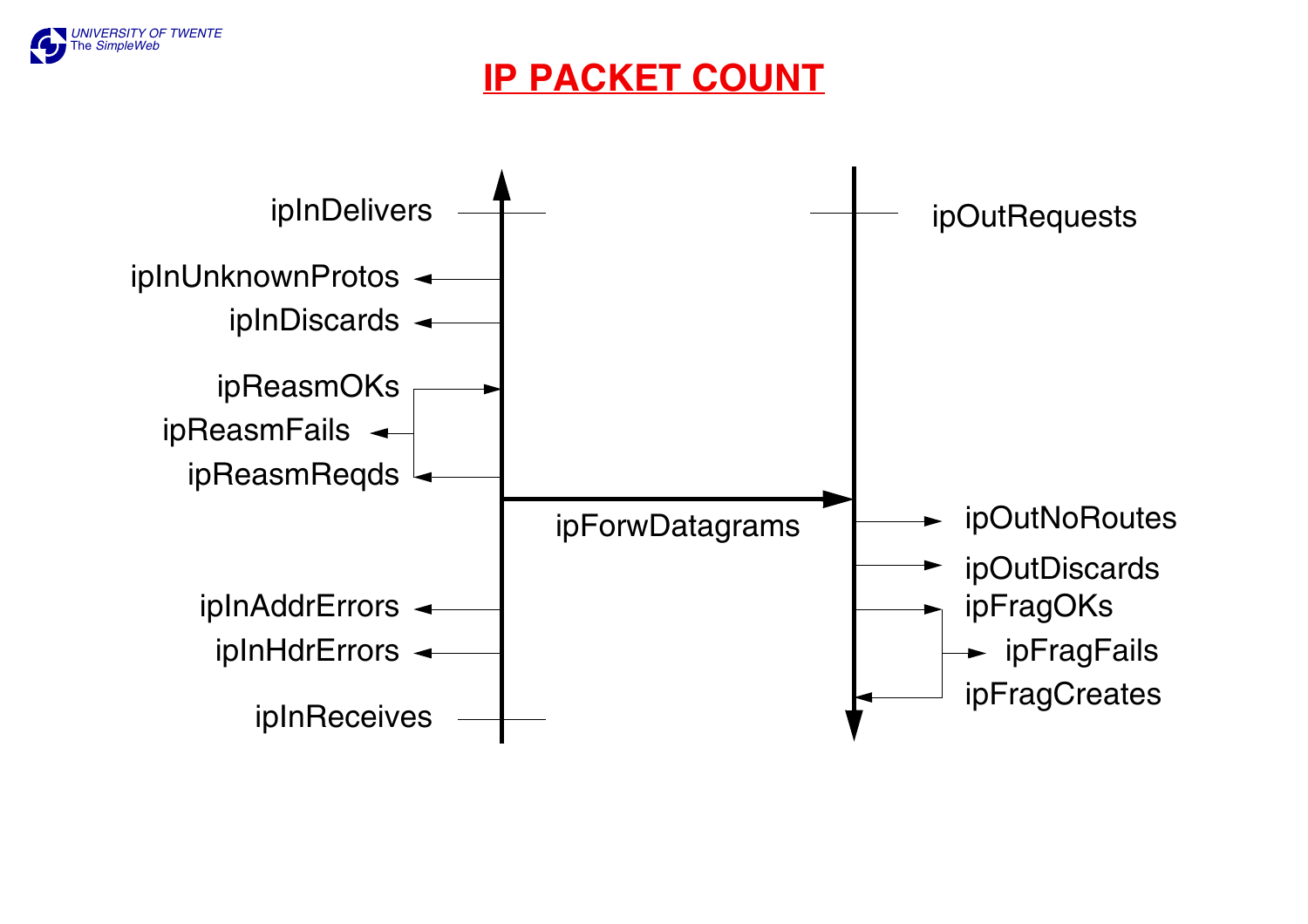# IP PACKET COUNT

ipInDelivers

ipUnknownProtos

ipInDiscards

ipReasmOKs

ipReasmFails

ipReasmReqds

ipForwDatagrams

ipInAddrErrors

ipInHdrErrors

ipInReceives

ipOutRequests

ipOutNoRoutes

ipOutDiscards

ipFragOKs

ipFragFails

ipFragCreates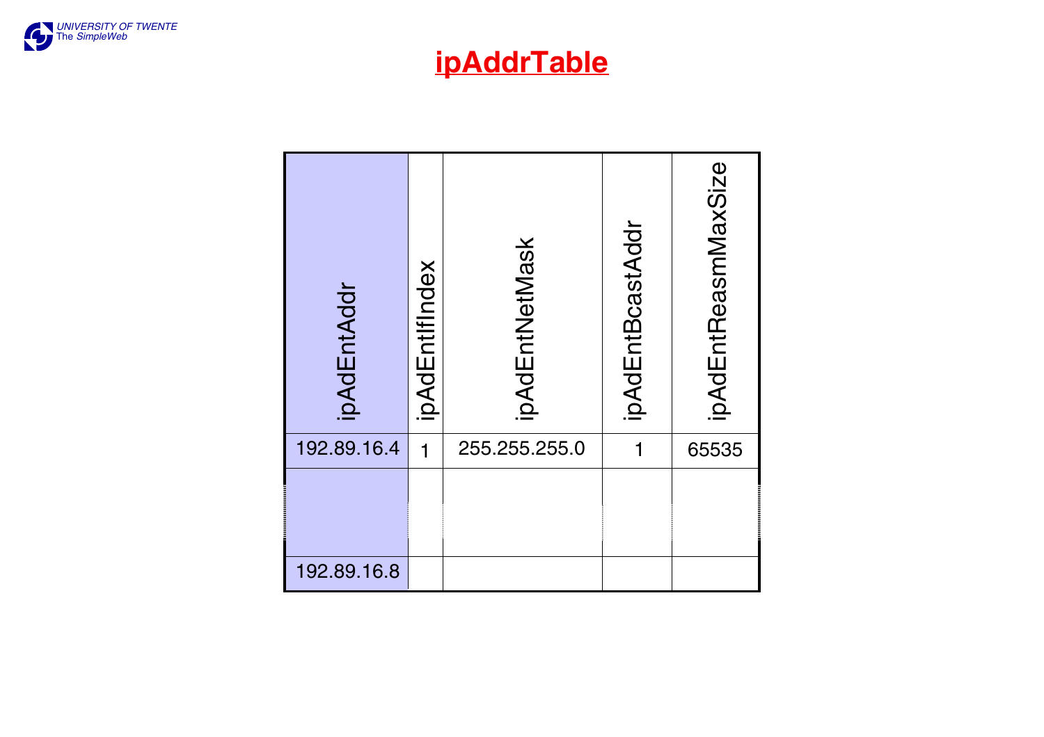# ipAddrTable

| ipAdEntAddr | ipAdEntIfIndex | ipAdEntNetMask | ipAdEntBcastAddr | ipAdEntReasmMaxSize |
| --- | --- | --- | --- | --- |
| 192.89.16.4 | 1 | 255.255.255.0 | 1 | 65535 |
| | | | | |
| 192.89.16.8 | | | | |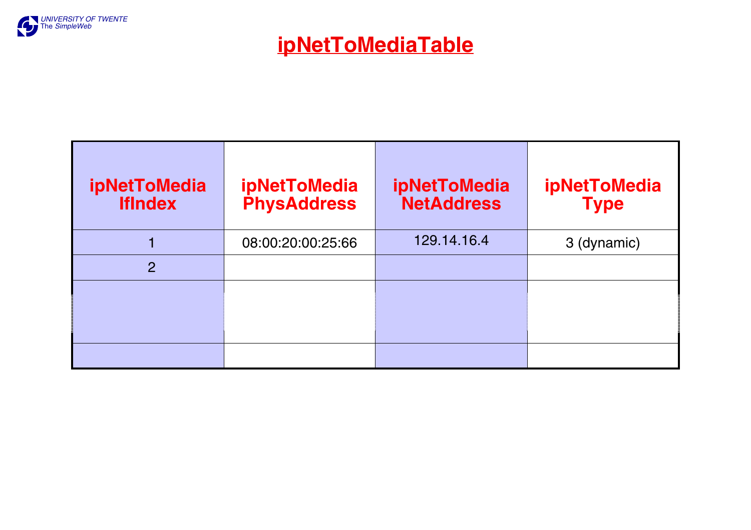# ipNetToMediaTable

| ipNetToMedia IfIndex | ipNetToMedia PhysAddress | ipNetToMedia NetAddress | ipNetToMedia Type |
|---|---|---|---|
| 1 | 08:00:20:00:25:66 | 129.14.16.4 | 3 (dynamic) |
| 2 | | | |
| | | | |
| | | | |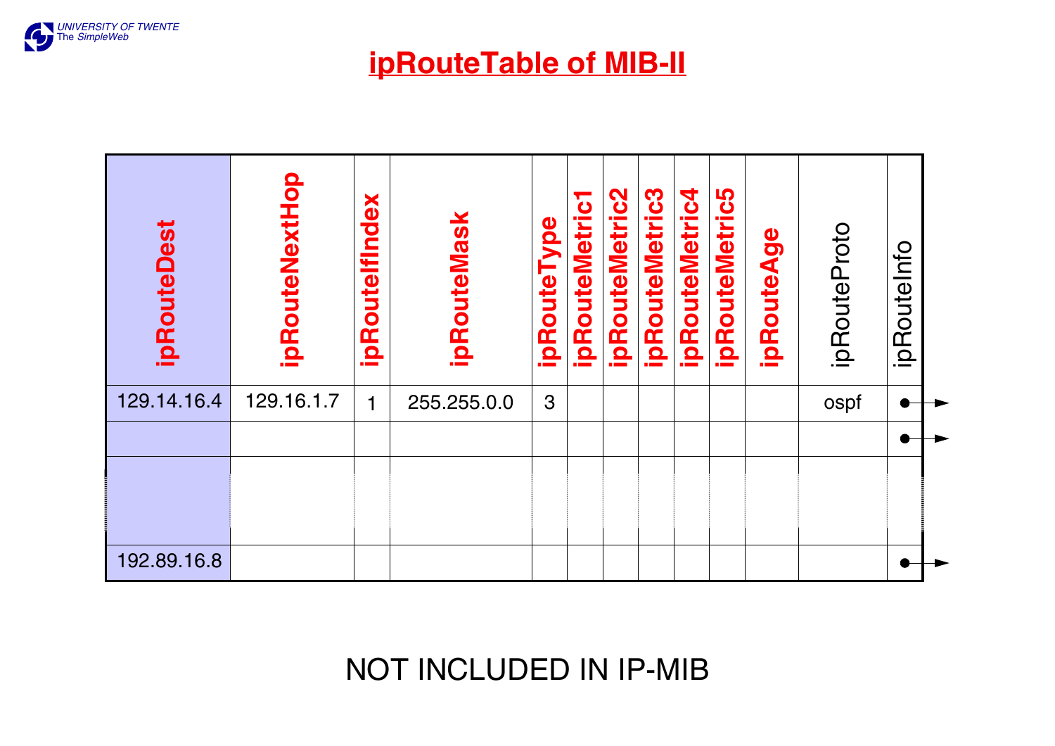# ipRouteTable of MIB-II

| ipRouteDest | ipRouteNextHop | ipRouteIfIndex | ipRouteMask | ipRouteType | ipRouteMetric1 | ipRouteMetric2 | ipRouteMetric3 | ipRouteMetric4 | ipRouteMetric5 | ipRouteAge | ipRouteProto | ipRouteInfo |
|---|---|---|---|---|---|---|---|---|---|---|---|---|
| 129.14.16.4 | 129.16.1.7 | 1 | 255.255.0.0 | 3 | | | | | | | ospf | • → |
| | | | | | | | | | | | | • → |
| | | | | | | | | | | | | |
| 192.89.16.8 | | | | | | | | | | | | • → |

NOT INCLUDED IN IP-MIB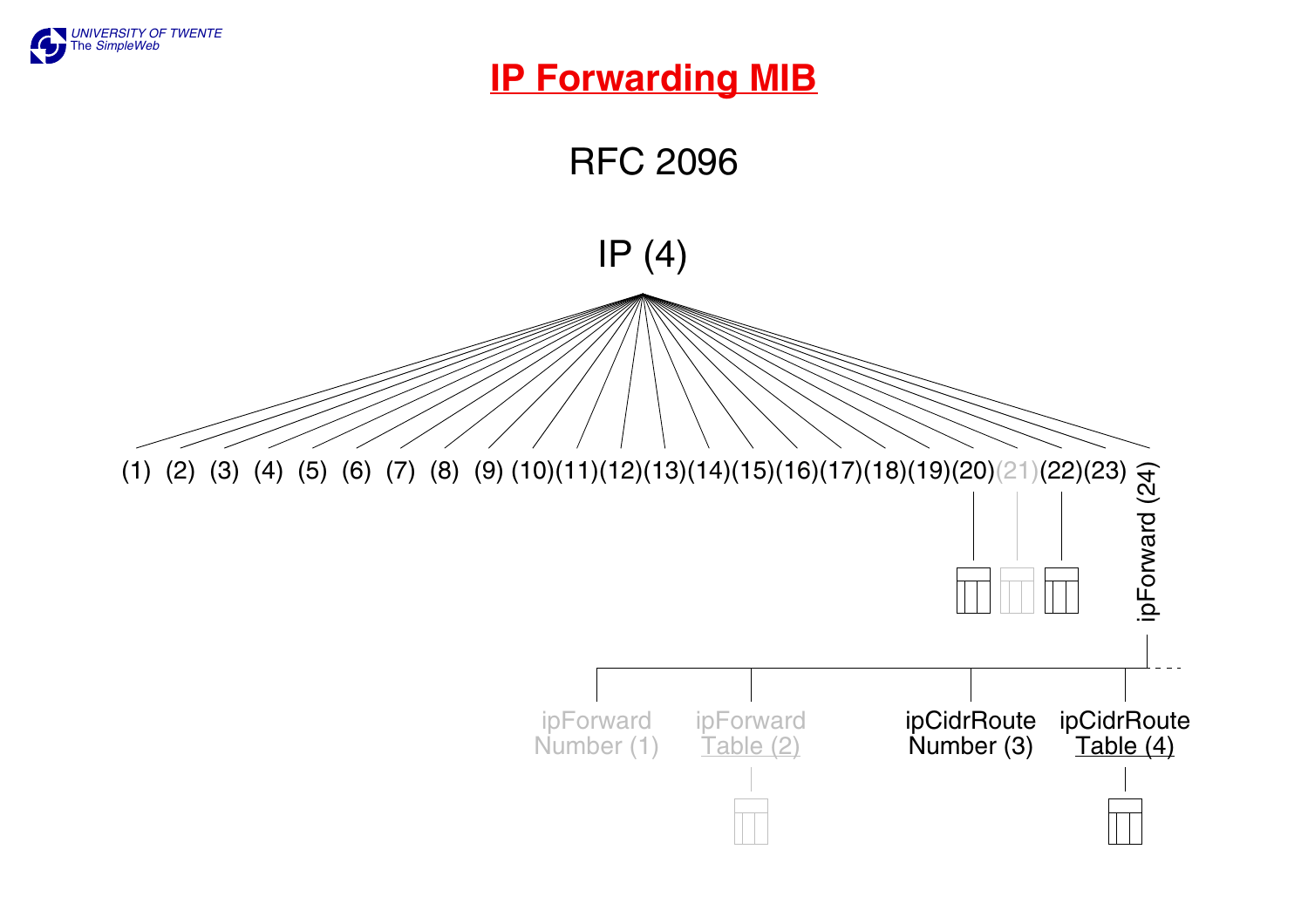# IP Forwarding MIB

RFC 2096

IP (4)

(1) (2) (3) (4) (5) (6) (7) (8) (9) (10)(11)(12)(13)(14)(15)(16)(17)(18)(19)(20)(21)(22)(23) ipForward (24)

ipForward Number (1)

ipForward Table (2)

ipCidrRoute Number (3)

ipCidrRoute Table (4)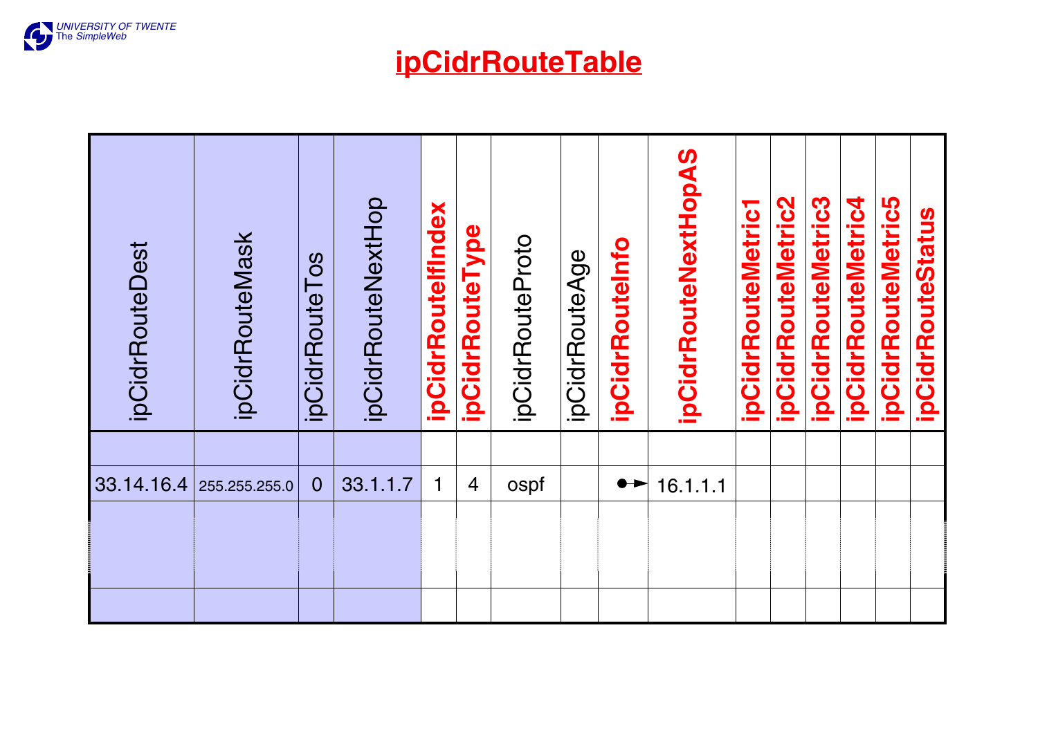# ipCidrRouteTable

| ipCidrRouteDest | ipCidrRouteMask | ipCidrRouteTos | ipCidrRouteNextHop | ipCidrRouteIfIndex | ipCidrRouteType | ipCidrRouteProto | ipCidrRouteAge | ipCidrRouteInfo | ipCidrRouteNextHopAS | ipCidrRouteMetric1 | ipCidrRouteMetric2 | ipCidrRouteMetric3 | ipCidrRouteMetric4 | ipCidrRouteMetric5 | ipCidrRouteStatus |
|---|---|---|---|---|---|---|---|---|---|---|---|---|---|---|---|
| | | | | | | | | | | | | | | | |
| 33.14.16.4 | 255.255.255.0 | 0 | 33.1.1.7 | 1 | 4 | ospf | | ●► | 16.1.1.1 | | | | | | |
| | | | | | | | | | | | | | | | |
| | | | | | | | | | | | | | | | |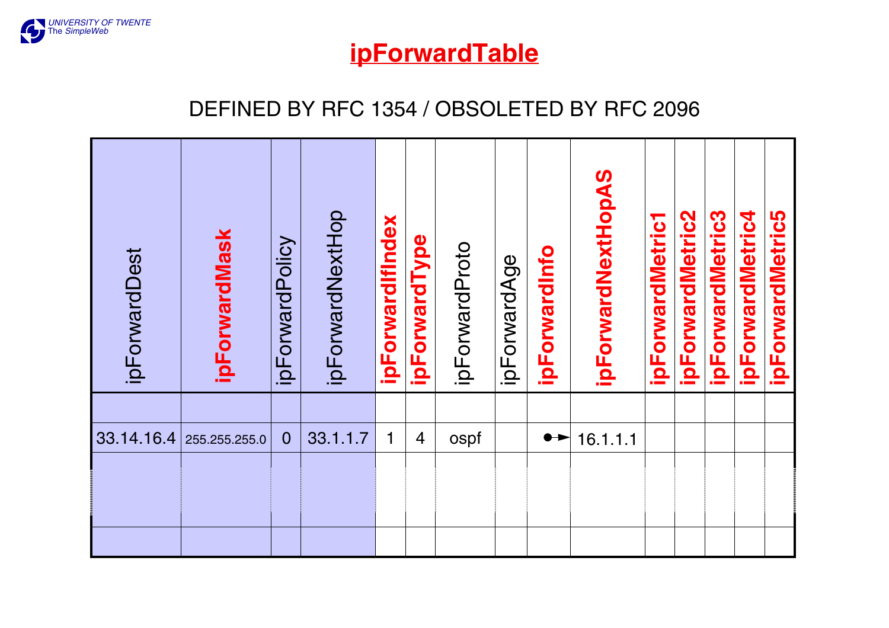# ipForwardTable

DEFINED BY RFC 1354 / OBSOLETED BY RFC 2096

| ipForwardDest | **ipForwardMask** | ipForwardPolicy | ipForwardNextHop | **ipForwardIfIndex** | **ipForwardType** | ipForwardProto | ipForwardAge | **ipForwardInfo** | **ipForwardNextHopAS** | **ipForwardMetric1** | **ipForwardMetric2** | **ipForwardMetric3** | **ipForwardMetric4** | **ipForwardMetric5** |
|---|---|---|---|---|---|---|---|---|---|---|---|---|---|---|
| | | | | | | | | | | | | | | |
| 33.14.16.4 | 255.255.255.0 | 0 | 33.1.1.7 | 1 | 4 | ospf | | ●► | 16.1.1.1 | | | | | |
| | | | | | | | | | | | | | | |
| | | | | | | | | | | | | | | |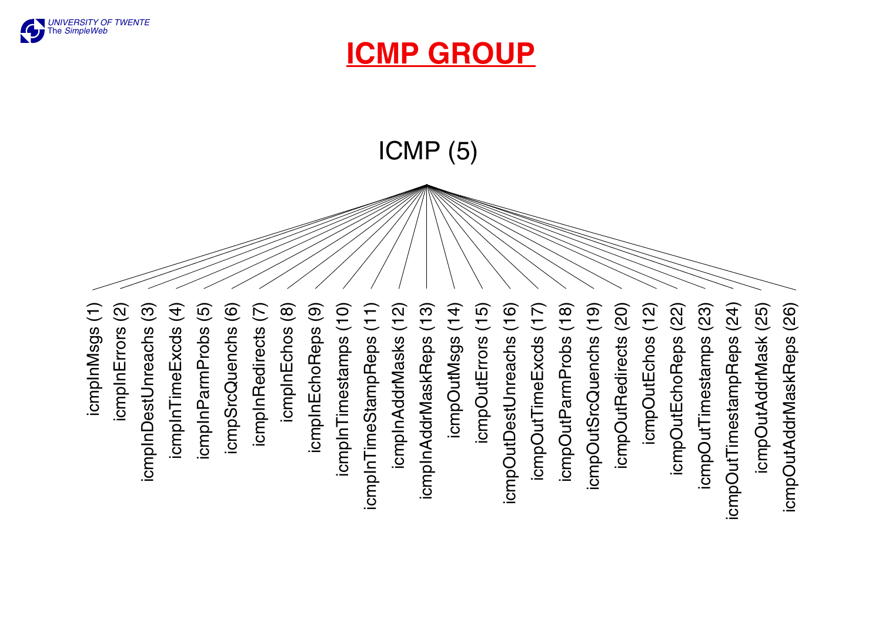# ICMP GROUP

ICMP (5)

- icmpInMsgs (1)
- icmpInErrors (2)
- icmpInDestUnreachs (3)
- icmpInTimeExcds (4)
- icmpInParmProbs (5)
- icmpSrcQuenchs (6)
- icmpInRedirects (7)
- icmpInEchos (8)
- icmpInEchoReps (9)
- icmpInTimestamps (10)
- icmpInTimeStampReps (11)
- icmpInAddrMasks (12)
- icmpInAddrMaskReps (13)
- icmpOutMsgs (14)
- icmpOutErrors (15)
- icmpOutDestUnreachs (16)
- icmpOutTimeExcds (17)
- icmpOutParmProbs (18)
- icmpOutSrcQuenchs (19)
- icmpOutRedirects (20)
- icmpOutEchos (12)
- icmpOutEchoReps (22)
- icmpOutTimestamps (23)
- icmpOutTimestampReps (24)
- icmpOutAddrMask (25)
- icmpOutAddrMaskReps (26)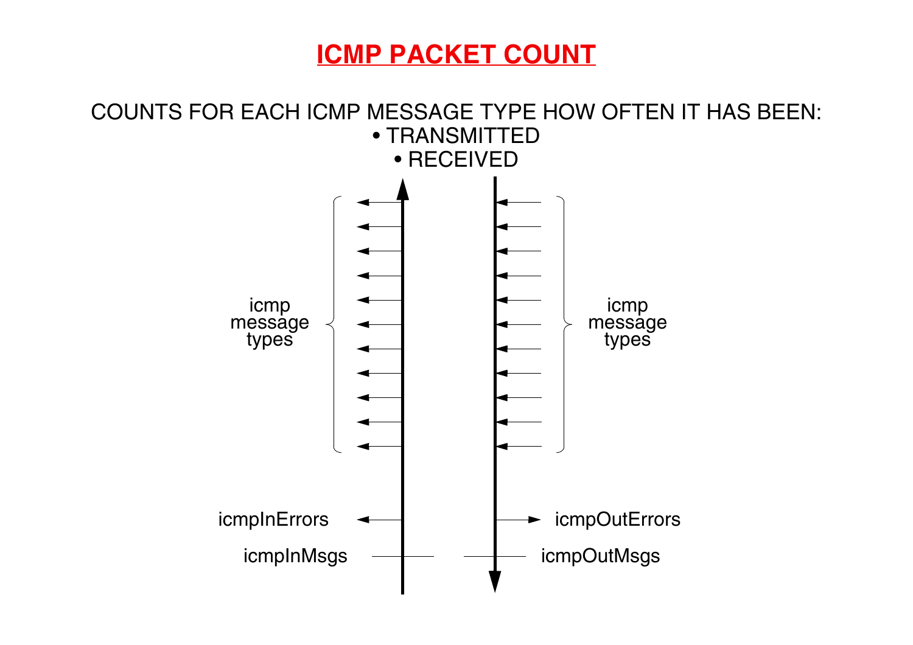# ICMP PACKET COUNT

COUNTS FOR EACH ICMP MESSAGE TYPE HOW OFTEN IT HAS BEEN:

- TRANSMITTED
- RECEIVED

icmp message types

icmp message types

icmpInErrors

icmpOutErrors

icmpInMsgs

icmpOutMsgs